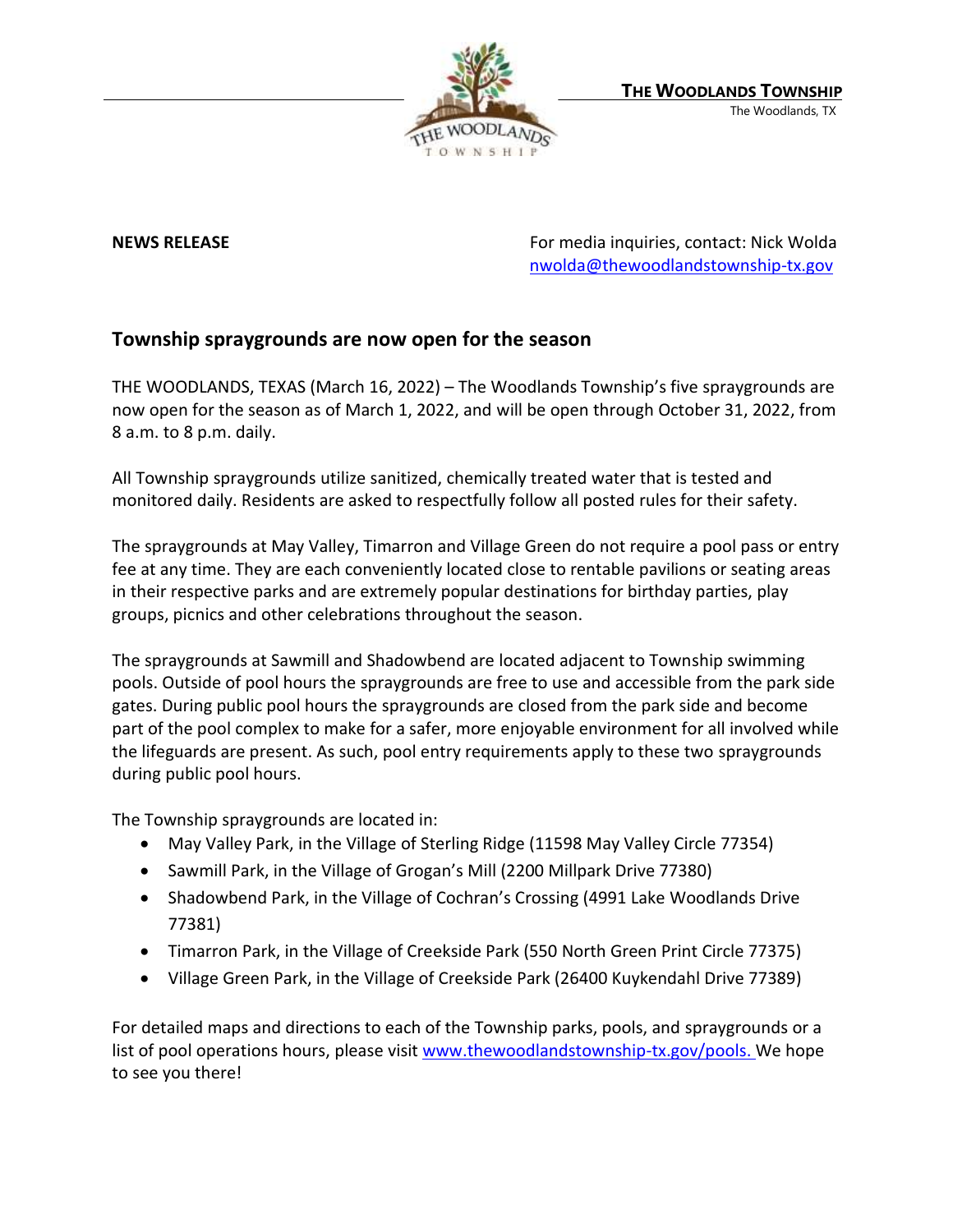**THE WOODLANDS TOWNSHIP**
The Woodlands, TX

**NEWS RELEASE**

For media inquiries, contact: Nick Wolda
nwolda@thewoodlandstownship-tx.gov

## Township spraygrounds are now open for the season

THE WOODLANDS, TEXAS (March 16, 2022) – The Woodlands Township's five spraygrounds are now open for the season as of March 1, 2022, and will be open through October 31, 2022, from 8 a.m. to 8 p.m. daily.

All Township spraygrounds utilize sanitized, chemically treated water that is tested and monitored daily. Residents are asked to respectfully follow all posted rules for their safety.

The spraygrounds at May Valley, Timarron and Village Green do not require a pool pass or entry fee at any time. They are each conveniently located close to rentable pavilions or seating areas in their respective parks and are extremely popular destinations for birthday parties, play groups, picnics and other celebrations throughout the season.

The spraygrounds at Sawmill and Shadowbend are located adjacent to Township swimming pools. Outside of pool hours the spraygrounds are free to use and accessible from the park side gates. During public pool hours the spraygrounds are closed from the park side and become part of the pool complex to make for a safer, more enjoyable environment for all involved while the lifeguards are present. As such, pool entry requirements apply to these two spraygrounds during public pool hours.

The Township spraygrounds are located in:

- May Valley Park, in the Village of Sterling Ridge (11598 May Valley Circle 77354)
- Sawmill Park, in the Village of Grogan's Mill (2200 Millpark Drive 77380)
- Shadowbend Park, in the Village of Cochran's Crossing (4991 Lake Woodlands Drive 77381)
- Timarron Park, in the Village of Creekside Park (550 North Green Print Circle 77375)
- Village Green Park, in the Village of Creekside Park (26400 Kuykendahl Drive 77389)

For detailed maps and directions to each of the Township parks, pools, and spraygrounds or a list of pool operations hours, please visit www.thewoodlandstownship-tx.gov/pools. We hope to see you there!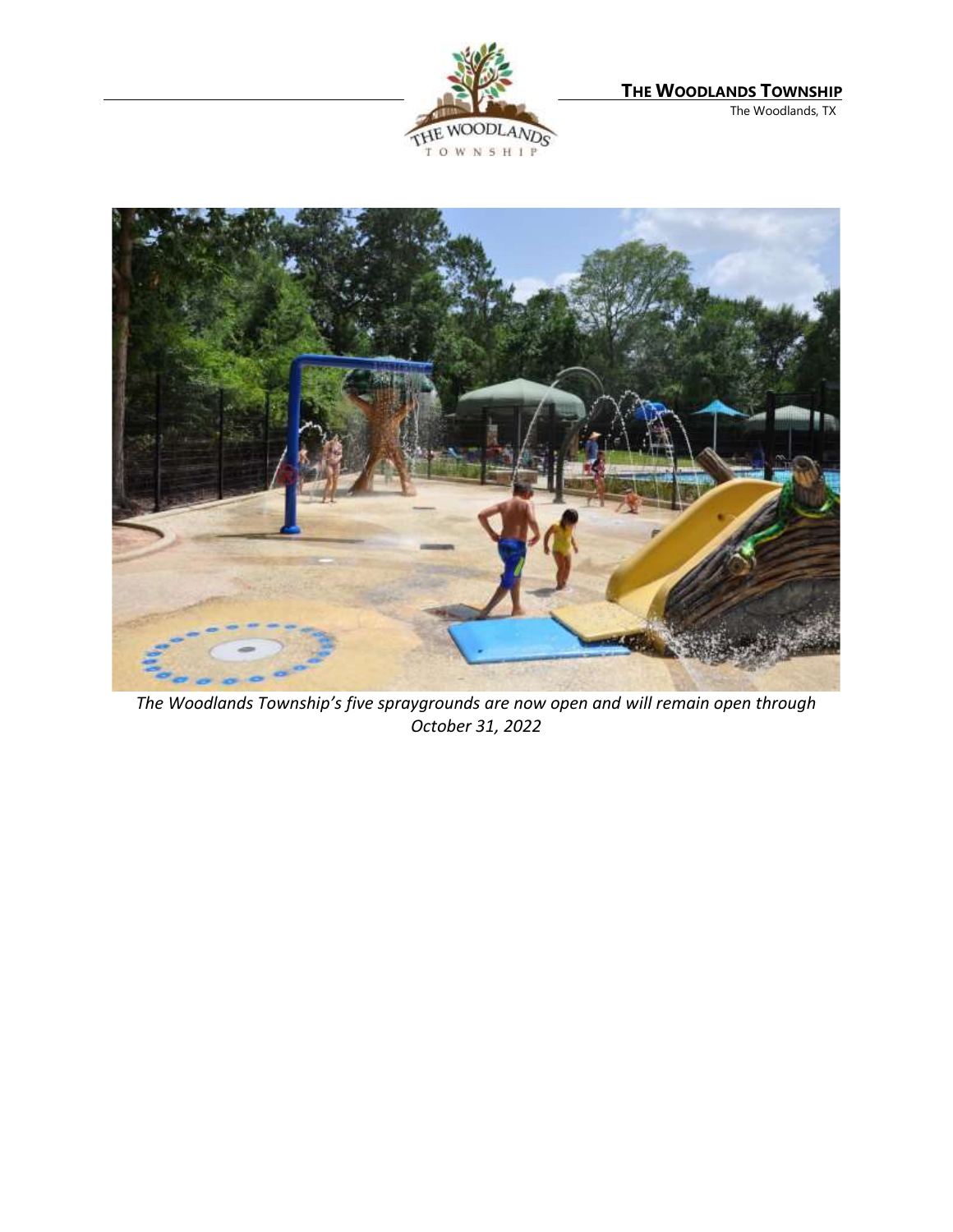*The Woodlands Township's five spraygrounds are now open and will remain open through October 31, 2022*